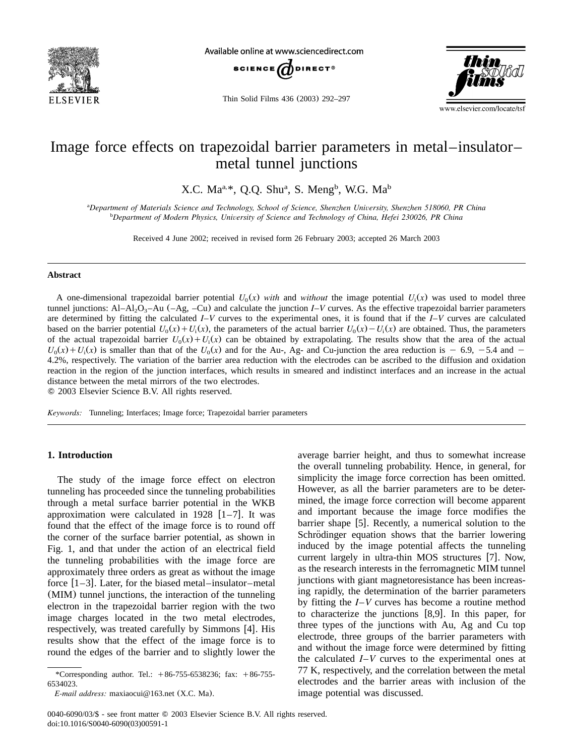# Image force effects on trapezoidal barrier parameters in metal–insulator–metal tunnel junctions

X.C. Ma[a,*], Q.Q. Shu[a], S. Meng[b], W.G. Ma[b]

[a]*Department of Materials Science and Technology, School of Science, Shenzhen University, Shenzhen 518060, PR China*
[b]*Department of Modern Physics, University of Science and Technology of China, Hefei 230026, PR China*

Received 4 June 2002; received in revised form 26 February 2003; accepted 26 March 2003

## Abstract

A one-dimensional trapezoidal barrier potential $U_0(x)$ *with* and *without* the image potential $U_i(x)$ was used to model three tunnel junctions: Al–$Al_2O_3$–Au (–Ag, –Cu) and calculate the junction *I–V* curves. As the effective trapezoidal barrier parameters are determined by fitting the calculated *I–V* curves to the experimental ones, it is found that if the *I–V* curves are calculated based on the barrier potential $U_0(x)+U_i(x)$, the parameters of the actual barrier $U_0(x)-U_i(x)$ are obtained. Thus, the parameters of the actual trapezoidal barrier $U_0(x)+U_i(x)$ can be obtained by extrapolating. The results show that the area of the actual $U_0(x)+U_i(x)$ is smaller than that of the $U_0(x)$ and for the Au-, Ag- and Cu-junction the area reduction is − 6.9, −5.4 and − 4.2%, respectively. The variation of the barrier area reduction with the electrodes can be ascribed to the diffusion and oxidation reaction in the region of the junction interfaces, which results in smeared and indistinct interfaces and an increase in the actual distance between the metal mirrors of the two electrodes.
© 2003 Elsevier Science B.V. All rights reserved.

*Keywords:* Tunneling; Interfaces; Image force; Trapezoidal barrier parameters

## 1. Introduction

The study of the image force effect on electron tunneling has proceeded since the tunneling probabilities through a metal surface barrier potential in the WKB approximation were calculated in 1928 [1–7]. It was found that the effect of the image force is to round off the corner of the surface barrier potential, as shown in Fig. 1, and that under the action of an electrical field the tunneling probabilities with the image force are approximately three orders as great as without the image force [1–3]. Later, for the biased metal–insulator–metal (MIM) tunnel junctions, the interaction of the tunneling electron in the trapezoidal barrier region with the two image charges located in the two metal electrodes, respectively, was treated carefully by Simmons [4]. His results show that the effect of the image force is to round the edges of the barrier and to slightly lower the average barrier height, and thus to somewhat increase the overall tunneling probability. Hence, in general, for simplicity the image force correction has been omitted. However, as all the barrier parameters are to be determined, the image force correction will become apparent and important because the image force modifies the barrier shape [5]. Recently, a numerical solution to the Schrödinger equation shows that the barrier lowering induced by the image potential affects the tunneling current largely in ultra-thin MOS structures [7]. Now, as the research interests in the ferromagnetic MIM tunnel junctions with giant magnetoresistance has been increasing rapidly, the determination of the barrier parameters by fitting the *I–V* curves has become a routine method to characterize the junctions [8,9]. In this paper, for three types of the junctions with Au, Ag and Cu top electrode, three groups of the barrier parameters with and without the image force were determined by fitting the calculated *I–V* curves to the experimental ones at 77 K, respectively, and the correlation between the metal electrodes and the barrier areas with inclusion of the image potential was discussed.

*Corresponding author. Tel.: +86-755-6538236; fax: +86-755-6534023.
*E-mail address:* maxiaocui@163.net (X.C. Ma).

0040-6090/03/$ - see front matter © 2003 Elsevier Science B.V. All rights reserved.
doi:10.1016/S0040-6090(03)00591-1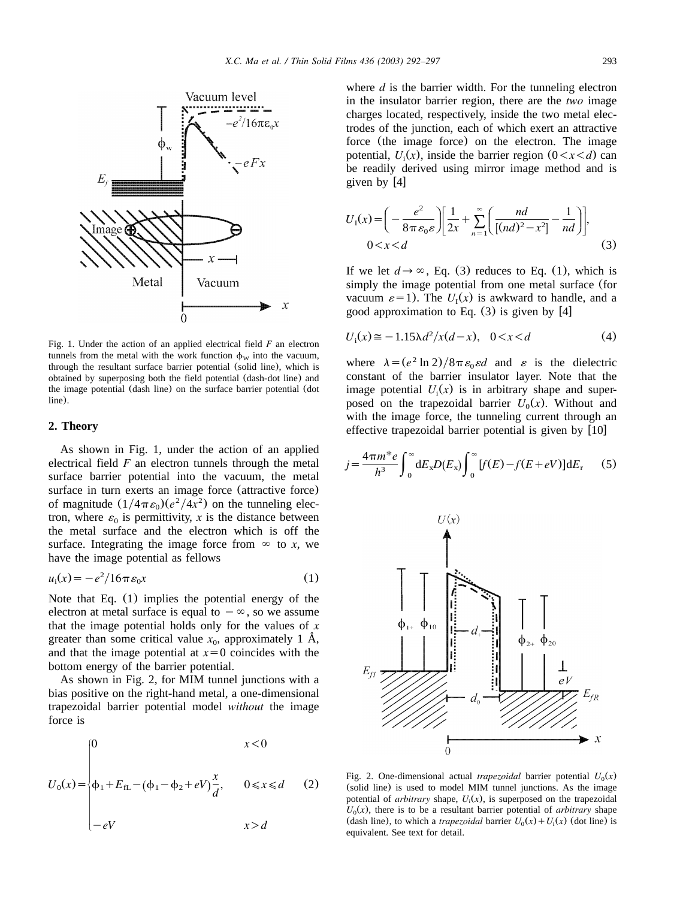Fig. 1. Under the action of an applied electrical field $F$ an electron tunnels from the metal with the work function $\phi_W$ into the vacuum, through the resultant surface barrier potential (solid line), which is obtained by superposing both the field potential (dash-dot line) and the image potential (dash line) on the surface barrier potential (dot line).

## 2. Theory

As shown in Fig. 1, under the action of an applied electrical field $F$ an electron tunnels through the metal surface barrier potential into the vacuum, the metal surface in turn exerts an image force (attractive force) of magnitude $(1/4\pi\varepsilon_0)(e^2/4x^2)$ on the tunneling electron, where $\varepsilon_0$ is permittivity, $x$ is the distance between the metal surface and the electron which is off the surface. Integrating the image force from $\infty$ to $x$, we have the image potential as fellows

$$u_i(x) = -e^2/16\pi\varepsilon_0 x \tag{1}$$

Note that Eq. (1) implies the potential energy of the electron at metal surface is equal to $-\infty$, so we assume that the image potential holds only for the values of $x$ greater than some critical value $x_0$, approximately 1 Å, and that the image potential at $x=0$ coincides with the bottom energy of the barrier potential.

As shown in Fig. 2, for MIM tunnel junctions with a bias positive on the right-hand metal, a one-dimensional trapezoidal barrier potential model *without* the image force is

$$U_0(x) = \begin{cases} 0 & x<0 \\ \phi_1 + E_{fL} - (\phi_1 - \phi_2 + eV)\dfrac{x}{d}, & 0 \leqslant x \leqslant d \\ -eV & x>d \end{cases} \tag{2}$$

where $d$ is the barrier width. For the tunneling electron in the insulator barrier region, there are the *two* image charges located, respectively, inside the two metal electrodes of the junction, each of which exert an attractive force (the image force) on the electron. The image potential, $U_i(x)$, inside the barrier region $(0<x<d)$ can be readily derived using mirror image method and is given by [4]

$$U_I(x) = \left(-\frac{e^2}{8\pi\varepsilon_0\varepsilon}\right)\left[\frac{1}{2x} + \sum_{n=1}^{\infty}\left(\frac{nd}{[(nd)^2 - x^2]} - \frac{1}{nd}\right)\right], \quad 0<x<d \tag{3}$$

If we let $d \to \infty$, Eq. (3) reduces to Eq. (1), which is simply the image potential from one metal surface (for vacuum $\varepsilon = 1$). The $U_I(x)$ is awkward to handle, and a good approximation to Eq. (3) is given by [4]

$$U_i(x) \cong -1.15\lambda d^2/x(d-x), \quad 0<x<d \tag{4}$$

where $\lambda = (e^2 \ln 2)/8\pi\varepsilon_0\varepsilon d$ and $\varepsilon$ is the dielectric constant of the barrier insulator layer. Note that the image potential $U_i(x)$ is in arbitrary shape and superposed on the trapezoidal barrier $U_0(x)$. Without and with the image force, the tunneling current through an effective trapezoidal barrier potential is given by [10]

$$j = \frac{4\pi m^* e}{h^3}\int_0^{\infty} dE_x D(E_x)\int_0^{\infty}[f(E) - f(E+eV)]dE_r \tag{5}$$

Fig. 2. One-dimensional actual *trapezoidal* barrier potential $U_0(x)$ (solid line) is used to model MIM tunnel junctions. As the image potential of *arbitrary* shape, $U_i(x)$, is superposed on the trapezoidal $U_0(x)$, there is to be a resultant barrier potential of *arbitrary* shape (dash line), to which a *trapezoidal* barrier $U_0(x)+U_i(x)$ (dot line) is equivalent. See text for detail.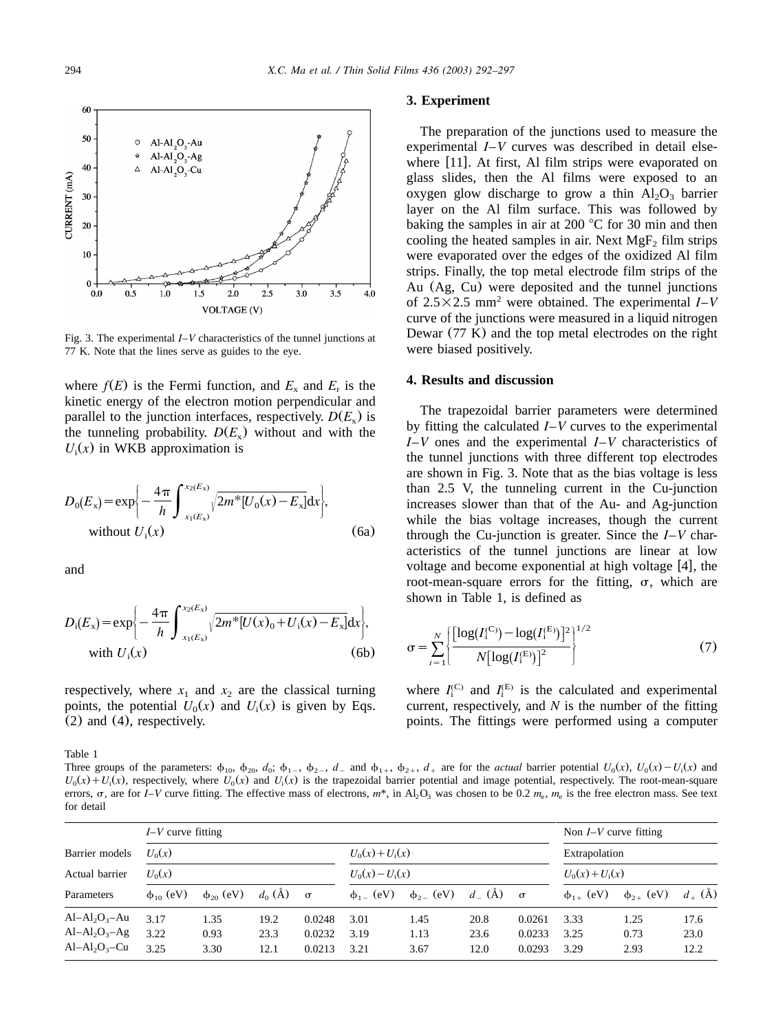Fig. 3. The experimental $I$–$V$ characteristics of the tunnel junctions at 77 K. Note that the lines serve as guides to the eye.

where $f(E)$ is the Fermi function, and $E_x$ and $E_r$ is the kinetic energy of the electron motion perpendicular and parallel to the junction interfaces, respectively. $D(E_x)$ is the tunneling probability. $D(E_x)$ without and with the $U_i(x)$ in WKB approximation is

$$D_0(E_x) = \exp\left\{-\frac{4\pi}{h}\int_{x_1(E_x)}^{x_2(E_x)}\sqrt{2m^*[U_0(x)-E_x]}\mathrm{d}x\right\},\quad \text{without } U_i(x) \tag{6a}$$

and

$$D_i(E_x) = \exp\left\{-\frac{4\pi}{h}\int_{x_1(E_x)}^{x_2(E_x)}\sqrt{2m^*[U(x)_0+U_i(x)-E_x]}\mathrm{d}x\right\},\quad \text{with } U_i(x) \tag{6b}$$

respectively, where $x_1$ and $x_2$ are the classical turning points, the potential $U_0(x)$ and $U_i(x)$ is given by Eqs. (2) and (4), respectively.

## 3. Experiment

The preparation of the junctions used to measure the experimental $I$–$V$ curves was described in detail elsewhere [11]. At first, Al film strips were evaporated on glass slides, then the Al films were exposed to an oxygen glow discharge to grow a thin $Al_2O_3$ barrier layer on the Al film surface. This was followed by baking the samples in air at 200 °C for 30 min and then cooling the heated samples in air. Next $MgF_2$ film strips were evaporated over the edges of the oxidized Al film strips. Finally, the top metal electrode film strips of the Au (Ag, Cu) were deposited and the tunnel junctions of 2.5×2.5 mm$^2$ were obtained. The experimental $I$–$V$ curve of the junctions were measured in a liquid nitrogen Dewar (77 K) and the top metal electrodes on the right were biased positively.

## 4. Results and discussion

The trapezoidal barrier parameters were determined by fitting the calculated $I$–$V$ curves to the experimental $I$–$V$ ones and the experimental $I$–$V$ characteristics of the tunnel junctions with three different top electrodes are shown in Fig. 3. Note that as the bias voltage is less than 2.5 V, the tunneling current in the Cu-junction increases slower than that of the Au- and Ag-junction while the bias voltage increases, though the current through the Cu-junction is greater. Since the $I$–$V$ characteristics of the tunnel junctions are linear at low voltage and become exponential at high voltage [4], the root-mean-square errors for the fitting, $\sigma$, which are shown in Table 1, is defined as

$$\sigma = \sum_{i=1}^{N}\left\{\frac{[\log(I_i^{(C)})-\log(I_i^{(E)})]^2}{N[\log(I_i^{(E)})]^2}\right\}^{1/2} \tag{7}$$

where $I_i^{(C)}$ and $I_i^{(E)}$ is the calculated and experimental current, respectively, and $N$ is the number of the fitting points. The fittings were performed using a computer

Table 1

Three groups of the parameters: $\phi_{10}$, $\phi_{20}$, $d_0$; $\phi_{1-}$, $\phi_{2-}$, $d_-$ and $\phi_{1+}$, $\phi_{2+}$, $d_+$ are for the *actual* barrier potential $U_0(x)$, $U_0(x)-U_i(x)$ and $U_0(x)+U_i(x)$, respectively, where $U_0(x)$ and $U_i(x)$ is the trapezoidal barrier potential and image potential, respectively. The root-mean-square errors, $\sigma$, are for $I$–$V$ curve fitting. The effective mass of electrons, $m^*$, in $Al_2O_3$ was chosen to be 0.2 $m_e$, $m_e$ is the free electron mass. See text for detail

| | $I$–$V$ curve fitting | | | | | | | | Non $I$–$V$ curve fitting | | |
|---|---|---|---|---|---|---|---|---|---|---|---|
| Barrier models | $U_0(x)$ | | | | $U_0(x)+U_i(x)$ | | | | Extrapolation | | |
| Actual barrier | $U_0(x)$ | | | | $U_0(x)-U_i(x)$ | | | | $U_0(x)+U_i(x)$ | | |
| Parameters | $\phi_{10}$ (eV) | $\phi_{20}$ (eV) | $d_0$ (Å) | $\sigma$ | $\phi_{1-}$ (eV) | $\phi_{2-}$ (eV) | $d_-$ (Å) | $\sigma$ | $\phi_{1+}$ (eV) | $\phi_{2+}$ (eV) | $d_+$ (Å) |
| Al–$Al_2O_3$–Au | 3.17 | 1.35 | 19.2 | 0.0248 | 3.01 | 1.45 | 20.8 | 0.0261 | 3.33 | 1.25 | 17.6 |
| Al–$Al_2O_3$–Ag | 3.22 | 0.93 | 23.3 | 0.0232 | 3.19 | 1.13 | 23.6 | 0.0233 | 3.25 | 0.73 | 23.0 |
| Al–$Al_2O_3$–Cu | 3.25 | 3.30 | 12.1 | 0.0213 | 3.21 | 3.67 | 12.0 | 0.0293 | 3.29 | 2.93 | 12.2 |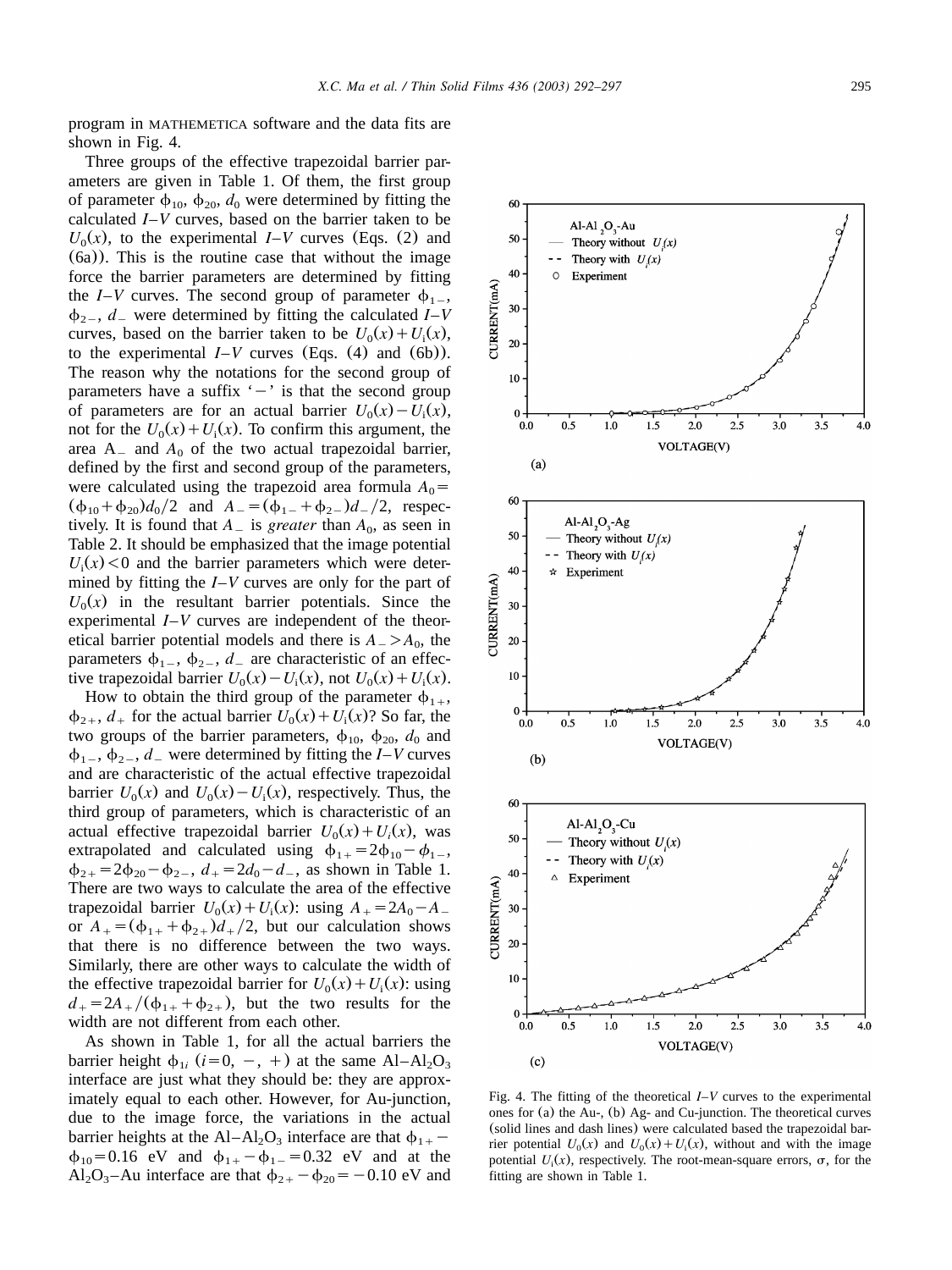program in MATHEMETICA software and the data fits are shown in Fig. 4.

Three groups of the effective trapezoidal barrier parameters are given in Table 1. Of them, the first group of parameter $\phi_{10}$, $\phi_{20}$, $d_0$ were determined by fitting the calculated $I$–$V$ curves, based on the barrier taken to be $U_0(x)$, to the experimental $I$–$V$ curves (Eqs. (2) and (6a)). This is the routine case that without the image force the barrier parameters are determined by fitting the $I$–$V$ curves. The second group of parameter $\phi_{1-}$, $\phi_{2-}$, $d_-$ were determined by fitting the calculated $I$–$V$ curves, based on the barrier taken to be $U_0(x)+U_i(x)$, to the experimental $I$–$V$ curves (Eqs. (4) and (6b)). The reason why the notations for the second group of parameters have a suffix '−' is that the second group of parameters are for an actual barrier $U_0(x)-U_i(x)$, not for the $U_0(x)+U_i(x)$. To confirm this argument, the area $A_-$ and $A_0$ of the two actual trapezoidal barrier, defined by the first and second group of the parameters, were calculated using the trapezoid area formula $A_0=(\phi_{10}+\phi_{20})d_0/2$ and $A_-=(\phi_{1-}+\phi_{2-})d_-/2$, respectively. It is found that $A_-$ is *greater* than $A_0$, as seen in Table 2. It should be emphasized that the image potential $U_i(x)<0$ and the barrier parameters which were determined by fitting the $I$–$V$ curves are only for the part of $U_0(x)$ in the resultant barrier potentials. Since the experimental $I$–$V$ curves are independent of the theoretical barrier potential models and there is $A_->A_0$, the parameters $\phi_{1-}$, $\phi_{2-}$, $d_-$ are characteristic of an effective trapezoidal barrier $U_0(x)-U_i(x)$, not $U_0(x)+U_i(x)$.

How to obtain the third group of the parameter $\phi_{1+}$, $\phi_{2+}$, $d_+$ for the actual barrier $U_0(x)+U_i(x)$? So far, the two groups of the barrier parameters, $\phi_{10}$, $\phi_{20}$, $d_0$ and $\phi_{1-}$, $\phi_{2-}$, $d_-$ were determined by fitting the $I$–$V$ curves and are characteristic of the actual effective trapezoidal barrier $U_0(x)$ and $U_0(x)-U_i(x)$, respectively. Thus, the third group of parameters, which is characteristic of an actual effective trapezoidal barrier $U_0(x)+U_i(x)$, was extrapolated and calculated using $\phi_{1+}=2\phi_{10}-\phi_{1-}$, $\phi_{2+}=2\phi_{20}-\phi_{2-}$, $d_+=2d_0-d_-$, as shown in Table 1. There are two ways to calculate the area of the effective trapezoidal barrier $U_0(x)+U_i(x)$: using $A_+=2A_0-A_-$ or $A_+=(\phi_{1+}+\phi_{2+})d_+/2$, but our calculation shows that there is no difference between the two ways. Similarly, there are other ways to calculate the width of the effective trapezoidal barrier for $U_0(x)+U_i(x)$: using $d_+=2A_+/(\phi_{1+}+\phi_{2+})$, but the two results for the width are not different from each other.

As shown in Table 1, for all the actual barriers the barrier height $\phi_{1i}$ ($i=0$, −, +) at the same Al–$Al_2O_3$ interface are just what they should be: they are approximately equal to each other. However, for Au-junction, due to the image force, the variations in the actual barrier heights at the Al–$Al_2O_3$ interface are that $\phi_{1+}-\phi_{10}=0.16$ eV and $\phi_{1+}-\phi_{1-}=0.32$ eV and at the $Al_2O_3$–Au interface are that $\phi_{2+}-\phi_{20}=-0.10$ eV and

Fig. 4. The fitting of the theoretical $I$–$V$ curves to the experimental ones for (a) the Au-, (b) Ag- and Cu-junction. The theoretical curves (solid lines and dash lines) were calculated based the trapezoidal barrier potential $U_0(x)$ and $U_0(x)+U_i(x)$, without and with the image potential $U_i(x)$, respectively. The root-mean-square errors, $\sigma$, for the fitting are shown in Table 1.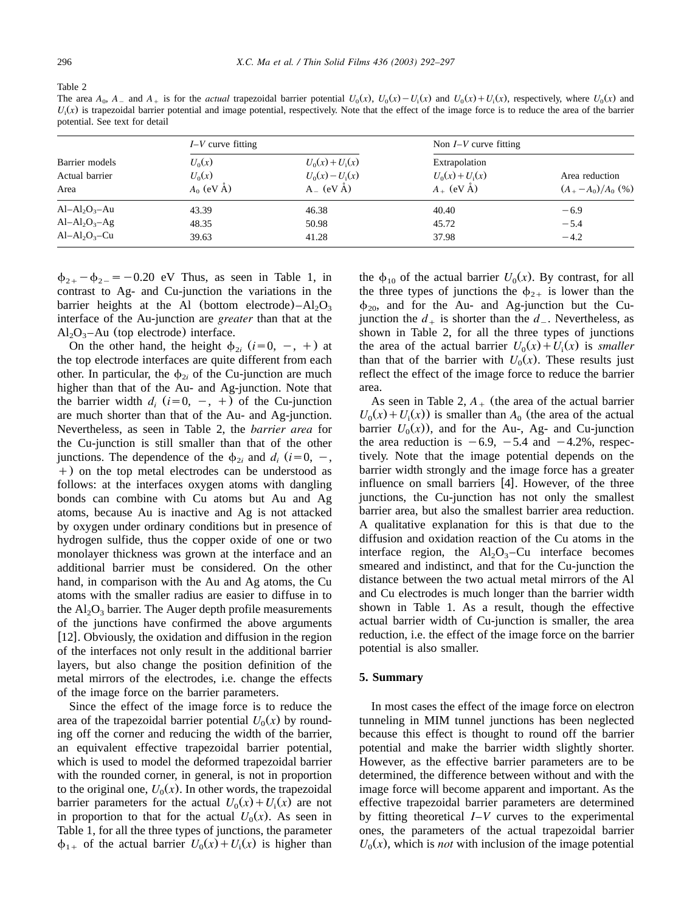Table 2

The area $A_0$, $A_-$ and $A_+$ is for the *actual* trapezoidal barrier potential $U_0(x)$, $U_0(x)-U_i(x)$ and $U_0(x)+U_i(x)$, respectively, where $U_0(x)$ and $U_i(x)$ is trapezoidal barrier potential and image potential, respectively. Note that the effect of the image force is to reduce the area of the barrier potential. See text for detail

| | *I–V* curve fitting | | Non *I–V* curve fitting | |
|---|---|---|---|---|
| Barrier models | $U_0(x)$ | $U_0(x)+U_i(x)$ | Extrapolation | |
| Actual barrier | $U_0(x)$ | $U_0(x)-U_i(x)$ | $U_0(x)+U_i(x)$ | Area reduction |
| Area | $A_0$ (eV Å) | $A_-$ (eV Å) | $A_+$ (eV Å) | $(A_+-A_0)/A_0$ (%) |
| Al–$Al_2O_3$–Au | 43.39 | 46.38 | 40.40 | −6.9 |
| Al–$Al_2O_3$–Ag | 48.35 | 50.98 | 45.72 | −5.4 |
| Al–$Al_2O_3$–Cu | 39.63 | 41.28 | 37.98 | −4.2 |

$\phi_{2+}-\phi_{2-}=-0.20$ eV Thus, as seen in Table 1, in contrast to Ag- and Cu-junction the variations in the barrier heights at the Al (bottom electrode)–$Al_2O_3$ interface of the Au-junction are *greater* than that at the $Al_2O_3$–Au (top electrode) interface.

On the other hand, the height $\phi_{2i}$ ($i=0$, $-$, $+$) at the top electrode interfaces are quite different from each other. In particular, the $\phi_{2i}$ of the Cu-junction are much higher than that of the Au- and Ag-junction. Note that the barrier width $d_i$ ($i=0$, $-$, $+$) of the Cu-junction are much shorter than that of the Au- and Ag-junction. Nevertheless, as seen in Table 2, the *barrier area* for the Cu-junction is still smaller than that of the other junctions. The dependence of the $\phi_{2i}$ and $d_i$ ($i=0$, $-$, $+$) on the top metal electrodes can be understood as follows: at the interfaces oxygen atoms with dangling bonds can combine with Cu atoms but Au and Ag atoms, because Au is inactive and Ag is not attacked by oxygen under ordinary conditions but in presence of hydrogen sulfide, thus the copper oxide of one or two monolayer thickness was grown at the interface and an additional barrier must be considered. On the other hand, in comparison with the Au and Ag atoms, the Cu atoms with the smaller radius are easier to diffuse in to the $Al_2O_3$ barrier. The Auger depth profile measurements of the junctions have confirmed the above arguments [12]. Obviously, the oxidation and diffusion in the region of the interfaces not only result in the additional barrier layers, but also change the position definition of the metal mirrors of the electrodes, i.e. change the effects of the image force on the barrier parameters.

Since the effect of the image force is to reduce the area of the trapezoidal barrier potential $U_0(x)$ by rounding off the corner and reducing the width of the barrier, an equivalent effective trapezoidal barrier potential, which is used to model the deformed trapezoidal barrier with the rounded corner, in general, is not in proportion to the original one, $U_0(x)$. In other words, the trapezoidal barrier parameters for the actual $U_0(x)+U_i(x)$ are not in proportion to that for the actual $U_0(x)$. As seen in Table 1, for all the three types of junctions, the parameter $\phi_{1+}$ of the actual barrier $U_0(x)+U_i(x)$ is higher than the $\phi_{10}$ of the actual barrier $U_0(x)$. By contrast, for all the three types of junctions the $\phi_{2+}$ is lower than the $\phi_{20}$, and for the Au- and Ag-junction but the Cu-junction the $d_+$ is shorter than the $d_-$. Nevertheless, as shown in Table 2, for all the three types of junctions the area of the actual barrier $U_0(x)+U_i(x)$ is *smaller* than that of the barrier with $U_0(x)$. These results just reflect the effect of the image force to reduce the barrier area.

As seen in Table 2, $A_+$ (the area of the actual barrier $U_0(x)+U_i(x)$) is smaller than $A_0$ (the area of the actual barrier $U_0(x)$), and for the Au-, Ag- and Cu-junction the area reduction is −6.9, −5.4 and −4.2%, respectively. Note that the image potential depends on the barrier width strongly and the image force has a greater influence on small barriers [4]. However, of the three junctions, the Cu-junction has not only the smallest barrier area, but also the smallest barrier area reduction. A qualitative explanation for this is that due to the diffusion and oxidation reaction of the Cu atoms in the interface region, the $Al_2O_3$–Cu interface becomes smeared and indistinct, and that for the Cu-junction the distance between the two actual metal mirrors of the Al and Cu electrodes is much longer than the barrier width shown in Table 1. As a result, though the effective actual barrier width of Cu-junction is smaller, the area reduction, i.e. the effect of the image force on the barrier potential is also smaller.

## 5. Summary

In most cases the effect of the image force on electron tunneling in MIM tunnel junctions has been neglected because this effect is thought to round off the barrier potential and make the barrier width slightly shorter. However, as the effective barrier parameters are to be determined, the difference between without and with the image force will become apparent and important. As the effective trapezoidal barrier parameters are determined by fitting theoretical *I–V* curves to the experimental ones, the parameters of the actual trapezoidal barrier $U_0(x)$, which is *not* with inclusion of the image potential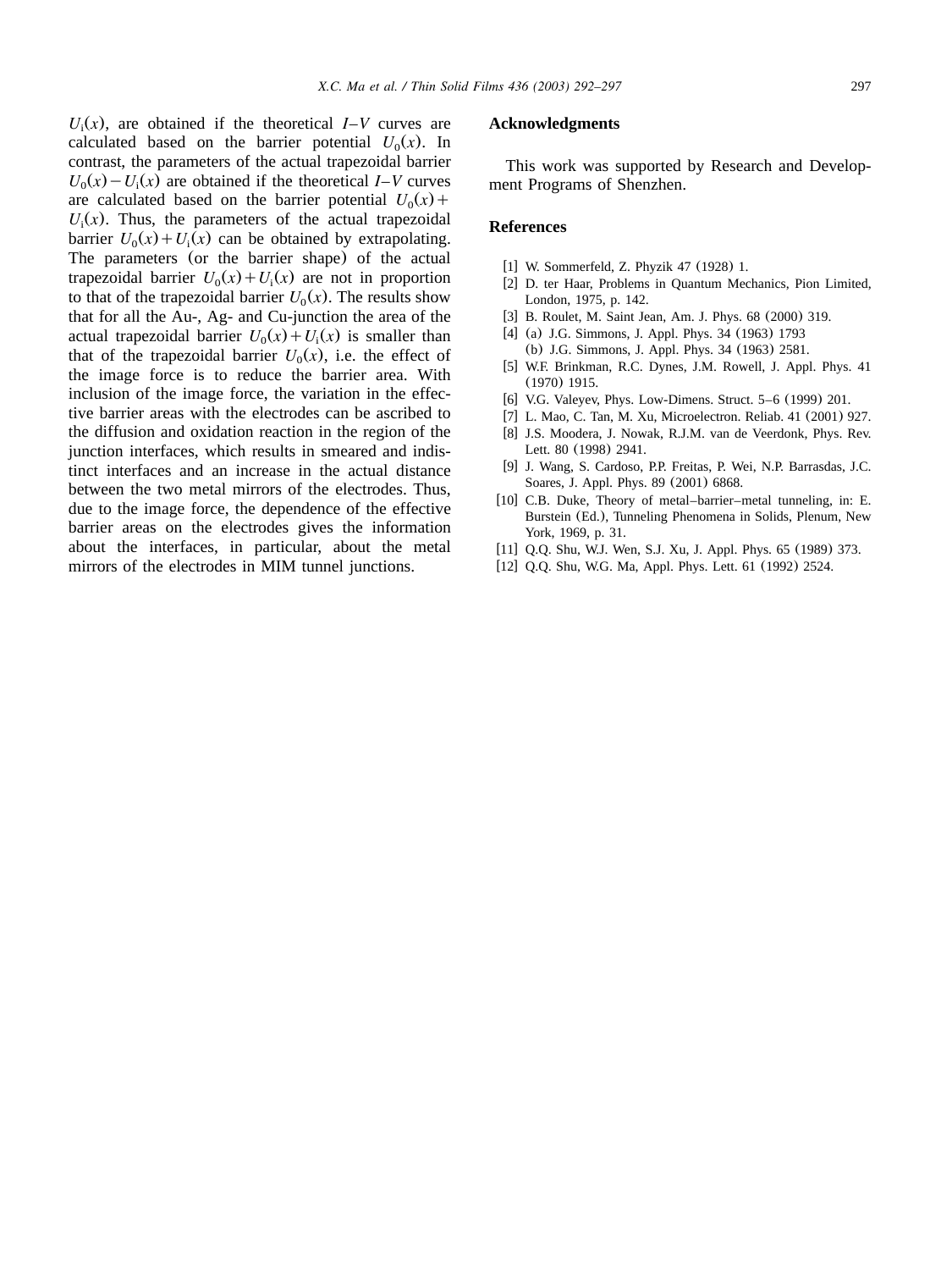$U_i(x)$, are obtained if the theoretical $I$–$V$ curves are calculated based on the barrier potential $U_0(x)$. In contrast, the parameters of the actual trapezoidal barrier $U_0(x)-U_i(x)$ are obtained if the theoretical $I$–$V$ curves are calculated based on the barrier potential $U_0(x)+U_i(x)$. Thus, the parameters of the actual trapezoidal barrier $U_0(x)+U_i(x)$ can be obtained by extrapolating. The parameters (or the barrier shape) of the actual trapezoidal barrier $U_0(x)+U_i(x)$ are not in proportion to that of the trapezoidal barrier $U_0(x)$. The results show that for all the Au-, Ag- and Cu-junction the area of the actual trapezoidal barrier $U_0(x)+U_i(x)$ is smaller than that of the trapezoidal barrier $U_0(x)$, i.e. the effect of the image force is to reduce the barrier area. With inclusion of the image force, the variation in the effective barrier areas with the electrodes can be ascribed to the diffusion and oxidation reaction in the region of the junction interfaces, which results in smeared and indistinct interfaces and an increase in the actual distance between the two metal mirrors of the electrodes. Thus, due to the image force, the dependence of the effective barrier areas on the electrodes gives the information about the interfaces, in particular, about the metal mirrors of the electrodes in MIM tunnel junctions.

## Acknowledgments

This work was supported by Research and Development Programs of Shenzhen.

## References

[1] W. Sommerfeld, Z. Phyzik 47 (1928) 1.

[2] D. ter Haar, Problems in Quantum Mechanics, Pion Limited, London, 1975, p. 142.

[3] B. Roulet, M. Saint Jean, Am. J. Phys. 68 (2000) 319.

[4] (a) J.G. Simmons, J. Appl. Phys. 34 (1963) 1793
(b) J.G. Simmons, J. Appl. Phys. 34 (1963) 2581.

[5] W.F. Brinkman, R.C. Dynes, J.M. Rowell, J. Appl. Phys. 41 (1970) 1915.

[6] V.G. Valeyev, Phys. Low-Dimens. Struct. 5–6 (1999) 201.

[7] L. Mao, C. Tan, M. Xu, Microelectron. Reliab. 41 (2001) 927.

[8] J.S. Moodera, J. Nowak, R.J.M. van de Veerdonk, Phys. Rev. Lett. 80 (1998) 2941.

[9] J. Wang, S. Cardoso, P.P. Freitas, P. Wei, N.P. Barrasdas, J.C. Soares, J. Appl. Phys. 89 (2001) 6868.

[10] C.B. Duke, Theory of metal–barrier–metal tunneling, in: E. Burstein (Ed.), Tunneling Phenomena in Solids, Plenum, New York, 1969, p. 31.

[11] Q.Q. Shu, W.J. Wen, S.J. Xu, J. Appl. Phys. 65 (1989) 373.

[12] Q.Q. Shu, W.G. Ma, Appl. Phys. Lett. 61 (1992) 2524.